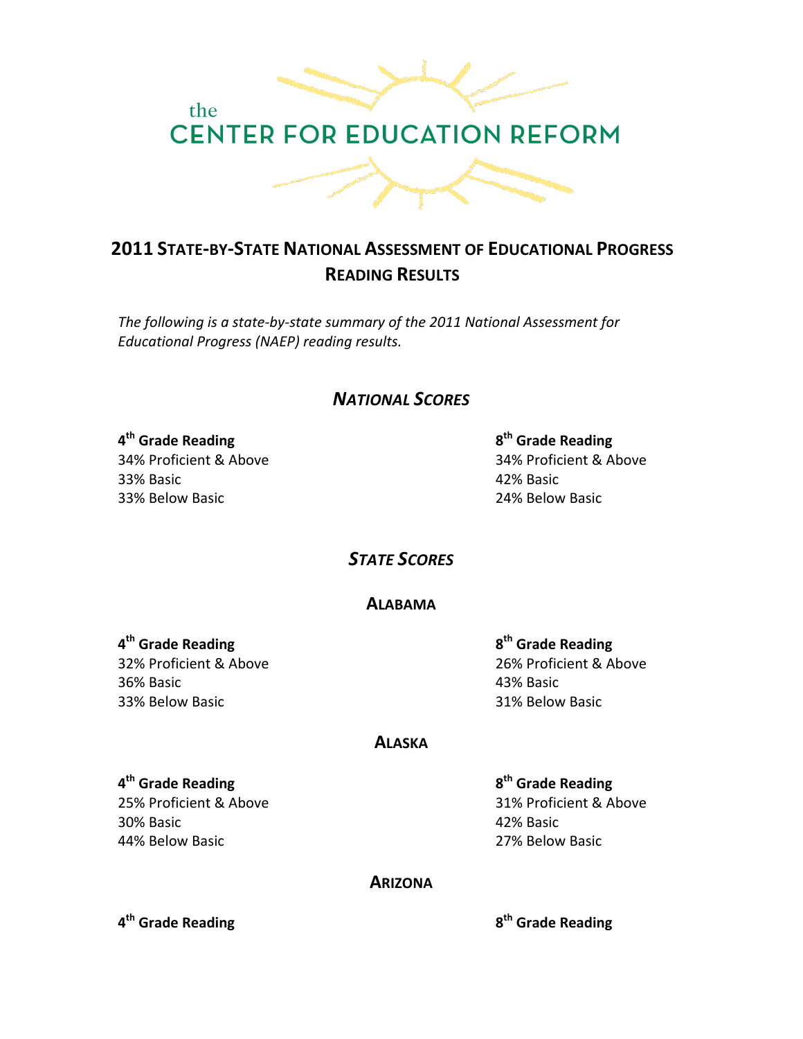the

CENTER FOR EDUCATION REFORM

# 2011 State-by-State National Assessment of Educational Progress Reading Results

*The following is a state-by-state summary of the 2011 National Assessment for Educational Progress (NAEP) reading results.*

## *National Scores*

**4th Grade Reading**
34% Proficient & Above
33% Basic
33% Below Basic

**8th Grade Reading**
34% Proficient & Above
42% Basic
24% Below Basic

## *State Scores*

### Alabama

**4th Grade Reading**
32% Proficient & Above
36% Basic
33% Below Basic

**8th Grade Reading**
26% Proficient & Above
43% Basic
31% Below Basic

### Alaska

**4th Grade Reading**
25% Proficient & Above
30% Basic
44% Below Basic

**8th Grade Reading**
31% Proficient & Above
42% Basic
27% Below Basic

### Arizona

**4th Grade Reading**

**8th Grade Reading**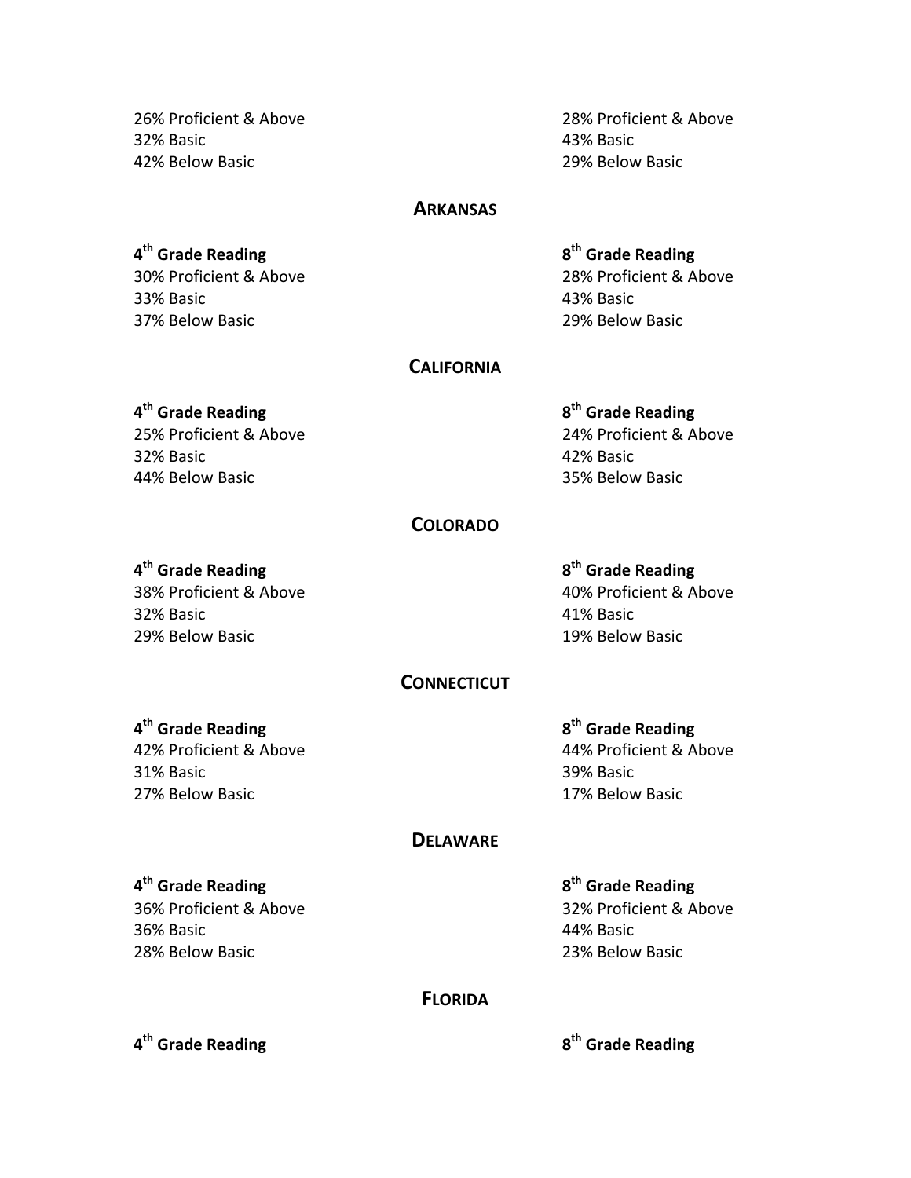26% Proficient & Above
32% Basic
42% Below Basic

28% Proficient & Above
43% Basic
29% Below Basic

## ARKANSAS

**4th Grade Reading**
30% Proficient & Above
33% Basic
37% Below Basic

**8th Grade Reading**
28% Proficient & Above
43% Basic
29% Below Basic

## CALIFORNIA

**4th Grade Reading**
25% Proficient & Above
32% Basic
44% Below Basic

**8th Grade Reading**
24% Proficient & Above
42% Basic
35% Below Basic

## COLORADO

**4th Grade Reading**
38% Proficient & Above
32% Basic
29% Below Basic

**8th Grade Reading**
40% Proficient & Above
41% Basic
19% Below Basic

## CONNECTICUT

**4th Grade Reading**
42% Proficient & Above
31% Basic
27% Below Basic

**8th Grade Reading**
44% Proficient & Above
39% Basic
17% Below Basic

## DELAWARE

**4th Grade Reading**
36% Proficient & Above
36% Basic
28% Below Basic

**8th Grade Reading**
32% Proficient & Above
44% Basic
23% Below Basic

## FLORIDA

**4th Grade Reading**

**8th Grade Reading**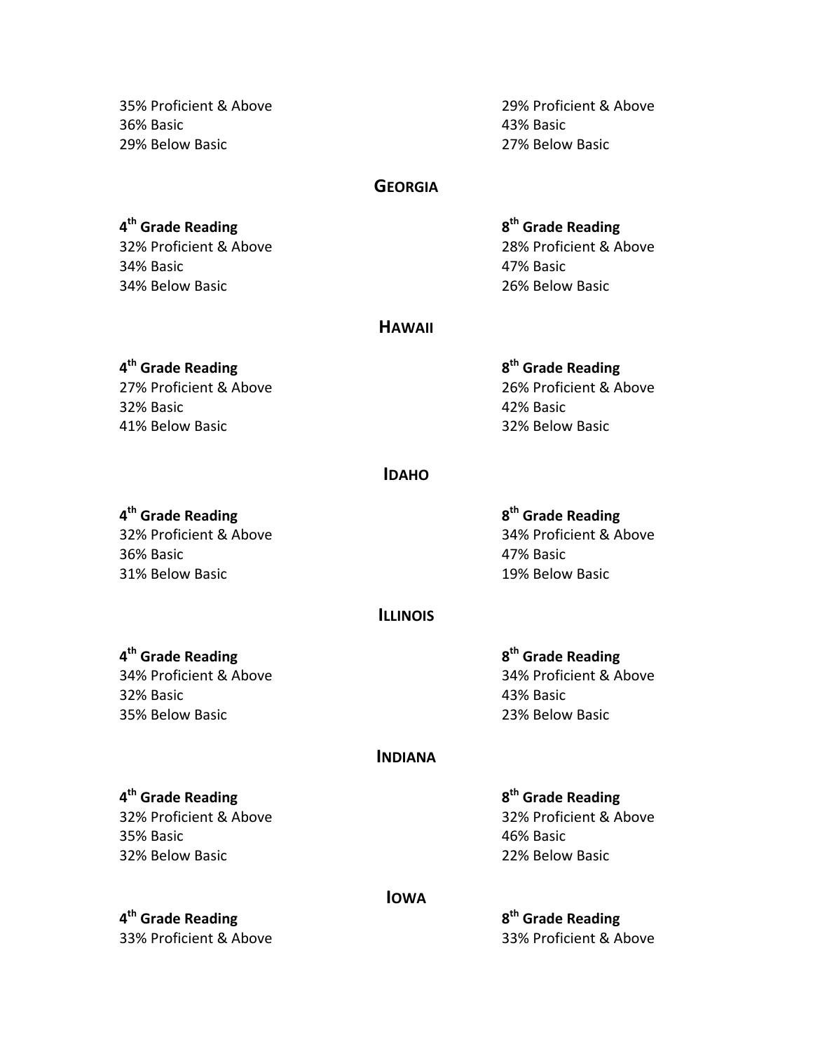35% Proficient & Above
36% Basic
29% Below Basic

29% Proficient & Above
43% Basic
27% Below Basic

## Georgia

**4th Grade Reading**
32% Proficient & Above
34% Basic
34% Below Basic

**8th Grade Reading**
28% Proficient & Above
47% Basic
26% Below Basic

## Hawaii

**4th Grade Reading**
27% Proficient & Above
32% Basic
41% Below Basic

**8th Grade Reading**
26% Proficient & Above
42% Basic
32% Below Basic

## Idaho

**4th Grade Reading**
32% Proficient & Above
36% Basic
31% Below Basic

**8th Grade Reading**
34% Proficient & Above
47% Basic
19% Below Basic

## Illinois

**4th Grade Reading**
34% Proficient & Above
32% Basic
35% Below Basic

**8th Grade Reading**
34% Proficient & Above
43% Basic
23% Below Basic

## Indiana

**4th Grade Reading**
32% Proficient & Above
35% Basic
32% Below Basic

**8th Grade Reading**
32% Proficient & Above
46% Basic
22% Below Basic

## Iowa

**4th Grade Reading**
33% Proficient & Above

**8th Grade Reading**
33% Proficient & Above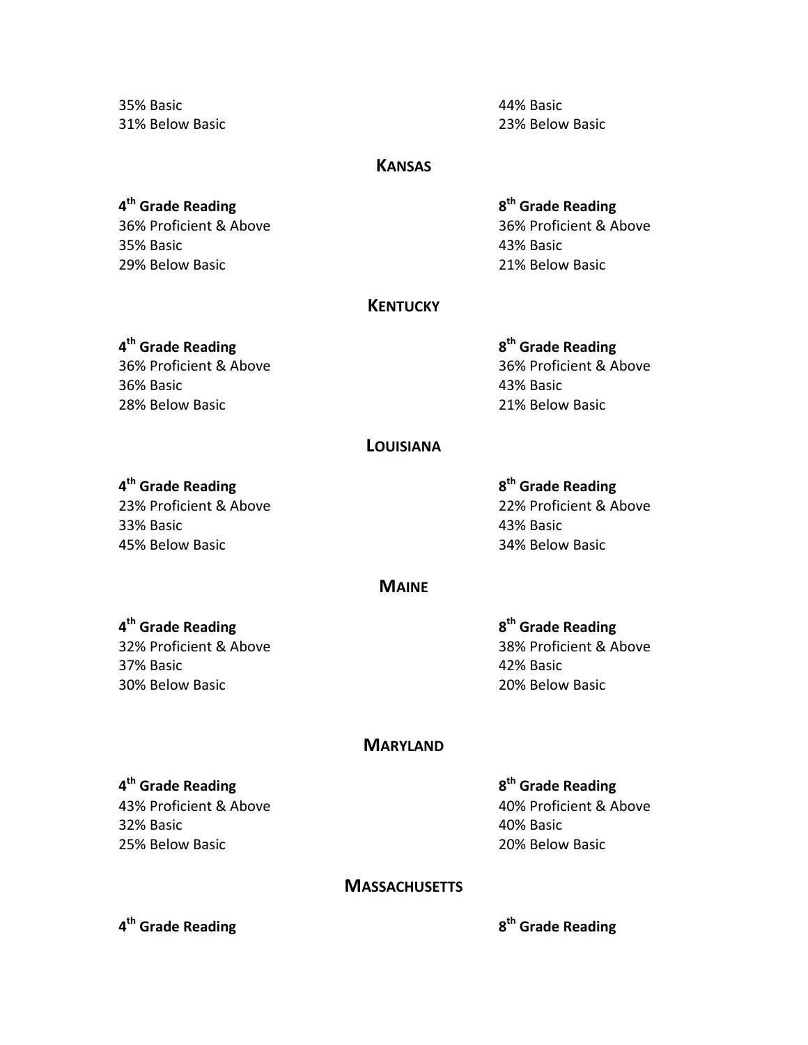35% Basic

31% Below Basic

44% Basic

23% Below Basic

## KANSAS

**4th Grade Reading**

36% Proficient & Above

35% Basic

29% Below Basic

**8th Grade Reading**

36% Proficient & Above

43% Basic

21% Below Basic

## KENTUCKY

**4th Grade Reading**

36% Proficient & Above

36% Basic

28% Below Basic

**8th Grade Reading**

36% Proficient & Above

43% Basic

21% Below Basic

## LOUISIANA

**4th Grade Reading**

23% Proficient & Above

33% Basic

45% Below Basic

**8th Grade Reading**

22% Proficient & Above

43% Basic

34% Below Basic

## MAINE

**4th Grade Reading**

32% Proficient & Above

37% Basic

30% Below Basic

**8th Grade Reading**

38% Proficient & Above

42% Basic

20% Below Basic

## MARYLAND

**4th Grade Reading**

43% Proficient & Above

32% Basic

25% Below Basic

**8th Grade Reading**

40% Proficient & Above

40% Basic

20% Below Basic

## MASSACHUSETTS

**4th Grade Reading**

**8th Grade Reading**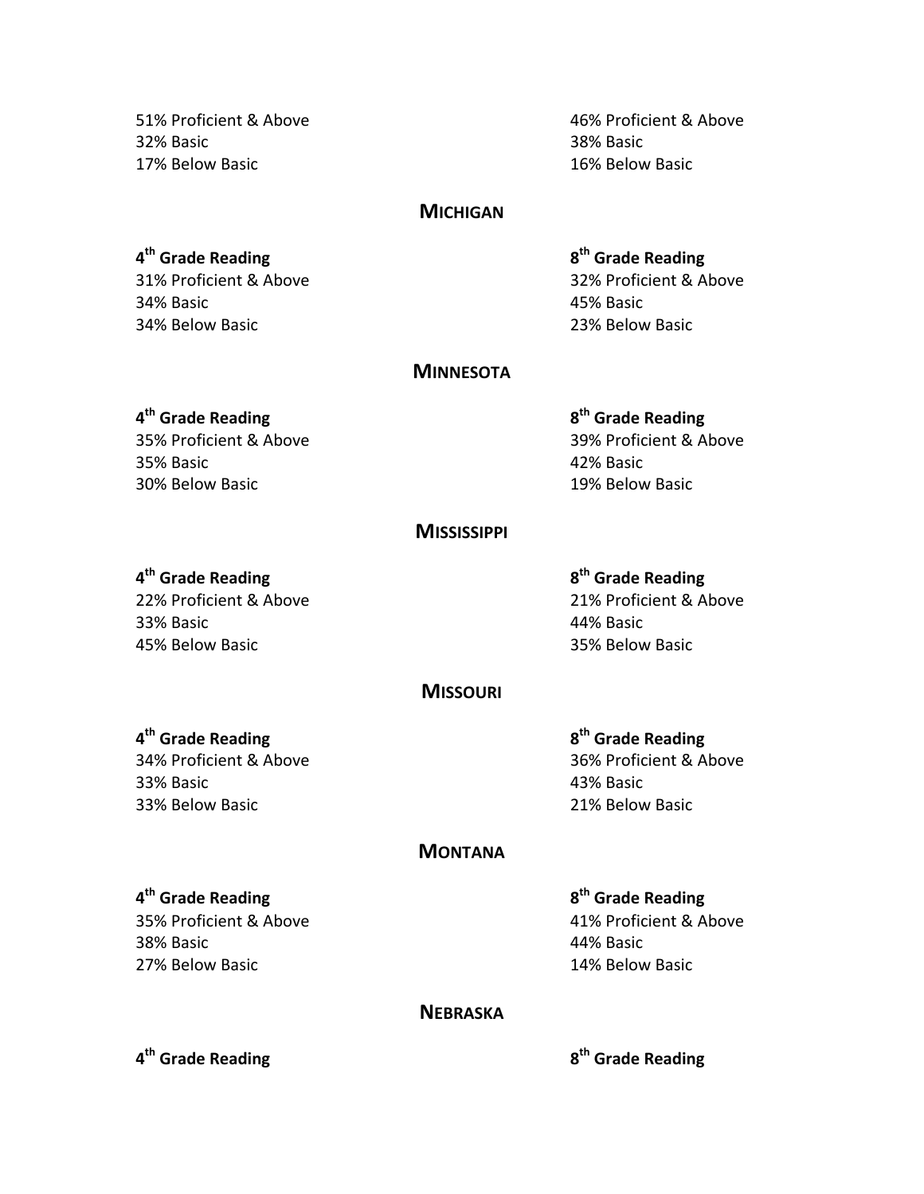51% Proficient & Above
32% Basic
17% Below Basic

46% Proficient & Above
38% Basic
16% Below Basic

## MICHIGAN

**4th Grade Reading**
31% Proficient & Above
34% Basic
34% Below Basic

**8th Grade Reading**
32% Proficient & Above
45% Basic
23% Below Basic

## MINNESOTA

**4th Grade Reading**
35% Proficient & Above
35% Basic
30% Below Basic

**8th Grade Reading**
39% Proficient & Above
42% Basic
19% Below Basic

## MISSISSIPPI

**4th Grade Reading**
22% Proficient & Above
33% Basic
45% Below Basic

**8th Grade Reading**
21% Proficient & Above
44% Basic
35% Below Basic

## MISSOURI

**4th Grade Reading**
34% Proficient & Above
33% Basic
33% Below Basic

**8th Grade Reading**
36% Proficient & Above
43% Basic
21% Below Basic

## MONTANA

**4th Grade Reading**
35% Proficient & Above
38% Basic
27% Below Basic

**8th Grade Reading**
41% Proficient & Above
44% Basic
14% Below Basic

## NEBRASKA

**4th Grade Reading**

**8th Grade Reading**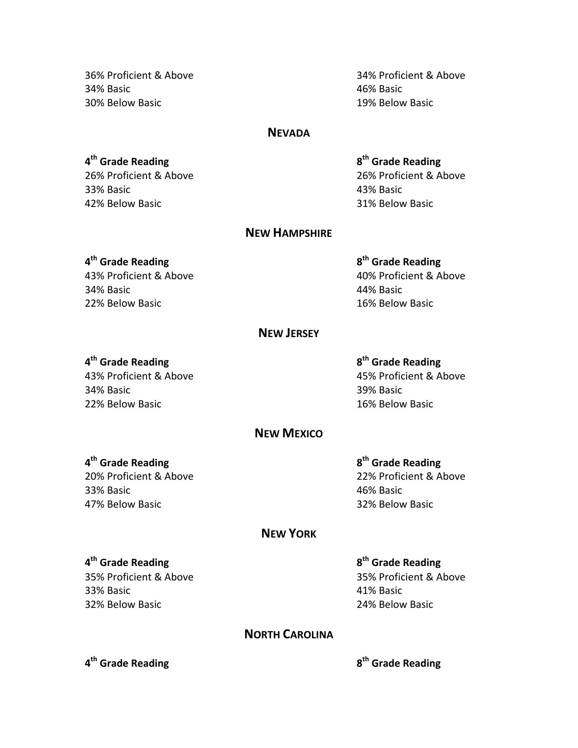| 4th Grade Reading | 8th Grade Reading |
| --- | --- |
| 36% Proficient & Above | 34% Proficient & Above |
| 34% Basic | 46% Basic |
| 30% Below Basic | 19% Below Basic |

## NEVADA

| 4th Grade Reading | 8th Grade Reading |
| --- | --- |
| 26% Proficient & Above | 26% Proficient & Above |
| 33% Basic | 43% Basic |
| 42% Below Basic | 31% Below Basic |

## NEW HAMPSHIRE

| 4th Grade Reading | 8th Grade Reading |
| --- | --- |
| 43% Proficient & Above | 40% Proficient & Above |
| 34% Basic | 44% Basic |
| 22% Below Basic | 16% Below Basic |

## NEW JERSEY

| 4th Grade Reading | 8th Grade Reading |
| --- | --- |
| 43% Proficient & Above | 45% Proficient & Above |
| 34% Basic | 39% Basic |
| 22% Below Basic | 16% Below Basic |

## NEW MEXICO

| 4th Grade Reading | 8th Grade Reading |
| --- | --- |
| 20% Proficient & Above | 22% Proficient & Above |
| 33% Basic | 46% Basic |
| 47% Below Basic | 32% Below Basic |

## NEW YORK

| 4th Grade Reading | 8th Grade Reading |
| --- | --- |
| 35% Proficient & Above | 35% Proficient & Above |
| 33% Basic | 41% Basic |
| 32% Below Basic | 24% Below Basic |

## NORTH CAROLINA

| 4th Grade Reading | 8th Grade Reading |
| --- | --- |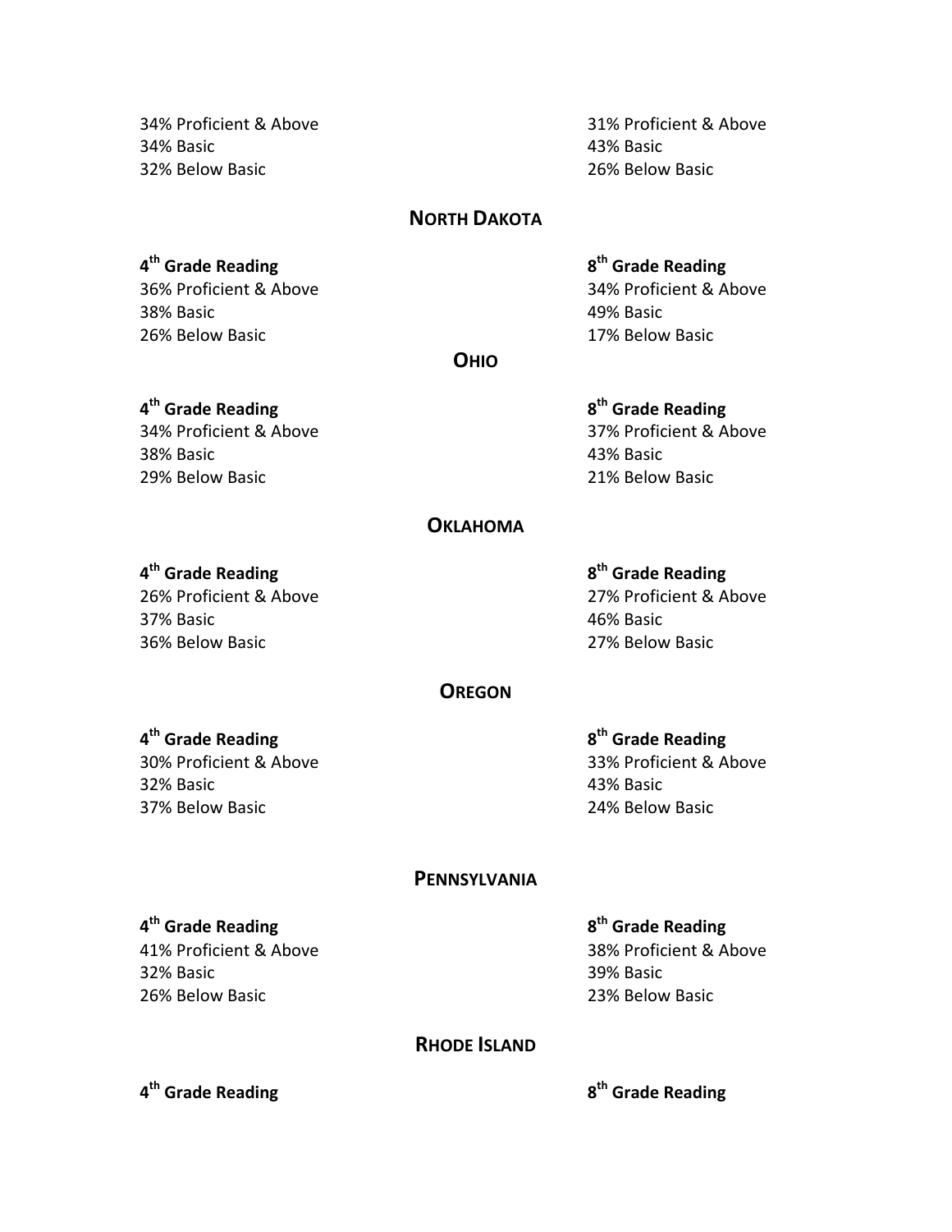34% Proficient & Above
34% Basic
32% Below Basic

31% Proficient & Above
43% Basic
26% Below Basic

## North Dakota

**4th Grade Reading**
36% Proficient & Above
38% Basic
26% Below Basic

**8th Grade Reading**
34% Proficient & Above
49% Basic
17% Below Basic

## Ohio

**4th Grade Reading**
34% Proficient & Above
38% Basic
29% Below Basic

**8th Grade Reading**
37% Proficient & Above
43% Basic
21% Below Basic

## Oklahoma

**4th Grade Reading**
26% Proficient & Above
37% Basic
36% Below Basic

**8th Grade Reading**
27% Proficient & Above
46% Basic
27% Below Basic

## Oregon

**4th Grade Reading**
30% Proficient & Above
32% Basic
37% Below Basic

**8th Grade Reading**
33% Proficient & Above
43% Basic
24% Below Basic

## Pennsylvania

**4th Grade Reading**
41% Proficient & Above
32% Basic
26% Below Basic

**8th Grade Reading**
38% Proficient & Above
39% Basic
23% Below Basic

## Rhode Island

**4th Grade Reading**

**8th Grade Reading**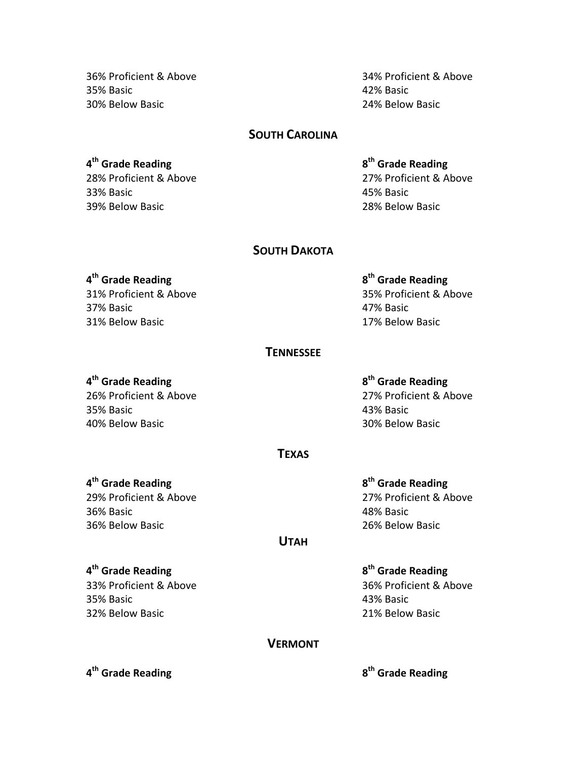| | |
|---|---|
| 36% Proficient & Above | 34% Proficient & Above |
| 35% Basic | 42% Basic |
| 30% Below Basic | 24% Below Basic |

## South Carolina

| 4th Grade Reading | 8th Grade Reading |
|---|---|
| 28% Proficient & Above | 27% Proficient & Above |
| 33% Basic | 45% Basic |
| 39% Below Basic | 28% Below Basic |

## South Dakota

| 4th Grade Reading | 8th Grade Reading |
|---|---|
| 31% Proficient & Above | 35% Proficient & Above |
| 37% Basic | 47% Basic |
| 31% Below Basic | 17% Below Basic |

## Tennessee

| 4th Grade Reading | 8th Grade Reading |
|---|---|
| 26% Proficient & Above | 27% Proficient & Above |
| 35% Basic | 43% Basic |
| 40% Below Basic | 30% Below Basic |

## Texas

| 4th Grade Reading | 8th Grade Reading |
|---|---|
| 29% Proficient & Above | 27% Proficient & Above |
| 36% Basic | 48% Basic |
| 36% Below Basic | 26% Below Basic |

## Utah

| 4th Grade Reading | 8th Grade Reading |
|---|---|
| 33% Proficient & Above | 36% Proficient & Above |
| 35% Basic | 43% Basic |
| 32% Below Basic | 21% Below Basic |

## Vermont

| 4th Grade Reading | 8th Grade Reading |
|---|---|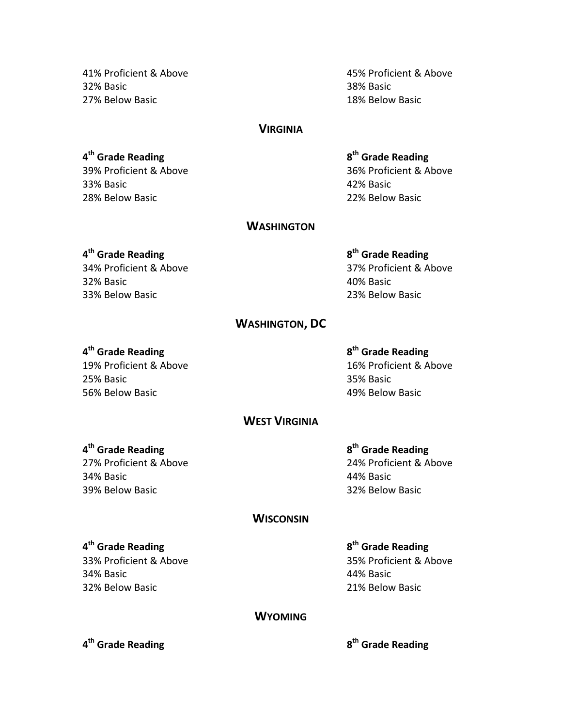41% Proficient & Above
32% Basic
27% Below Basic

45% Proficient & Above
38% Basic
18% Below Basic

## Virginia

**4th Grade Reading**
39% Proficient & Above
33% Basic
28% Below Basic

**8th Grade Reading**
36% Proficient & Above
42% Basic
22% Below Basic

## Washington

**4th Grade Reading**
34% Proficient & Above
32% Basic
33% Below Basic

**8th Grade Reading**
37% Proficient & Above
40% Basic
23% Below Basic

## Washington, DC

**4th Grade Reading**
19% Proficient & Above
25% Basic
56% Below Basic

**8th Grade Reading**
16% Proficient & Above
35% Basic
49% Below Basic

## West Virginia

**4th Grade Reading**
27% Proficient & Above
34% Basic
39% Below Basic

**8th Grade Reading**
24% Proficient & Above
44% Basic
32% Below Basic

## Wisconsin

**4th Grade Reading**
33% Proficient & Above
34% Basic
32% Below Basic

**8th Grade Reading**
35% Proficient & Above
44% Basic
21% Below Basic

## Wyoming

**4th Grade Reading**

**8th Grade Reading**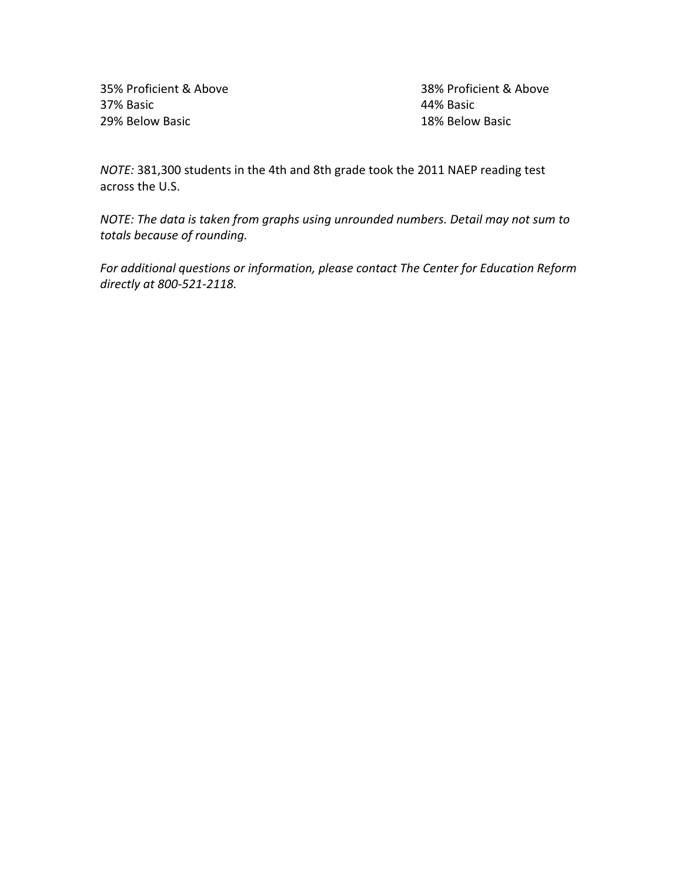35% Proficient & Above
37% Basic
29% Below Basic

38% Proficient & Above
44% Basic
18% Below Basic

*NOTE:* 381,300 students in the 4th and 8th grade took the 2011 NAEP reading test across the U.S.

*NOTE: The data is taken from graphs using unrounded numbers. Detail may not sum to totals because of rounding.*

*For additional questions or information, please contact The Center for Education Reform directly at 800-521-2118.*